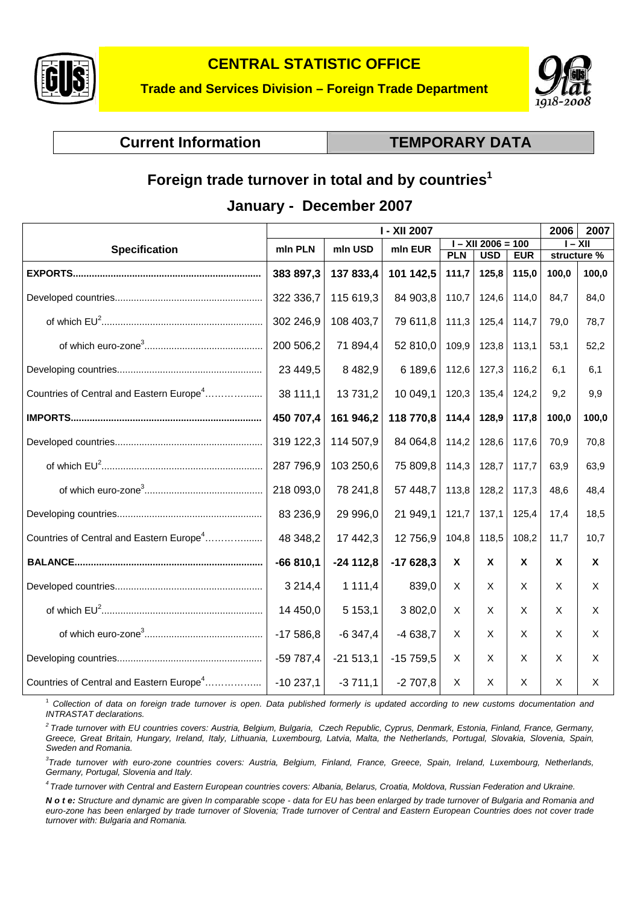**CENTRAL STATISTIC OFFICE**

**Trade and Services Division – Foreign Trade Department**

**Current Information** | **TEMPORARY DATA**

# Foreign trade turnover in total and by countries[1]

## January - December 2007

| Specification | I - XII 2007 | | | | | | 2006 | 2007 |
|---|---|---|---|---|---|---|---|---|
| | mln PLN | mln USD | mln EUR | I – XII 2006 = 100 | | | I – XII | |
| | | | | PLN | USD | EUR | structure % | |
| **EXPORTS** | **383 897,3** | **137 833,4** | **101 142,5** | **111,7** | **125,8** | **115,0** | **100,0** | **100,0** |
| Developed countries | 322 336,7 | 115 619,3 | 84 903,8 | 110,7 | 124,6 | 114,0 | 84,7 | 84,0 |
| of which EU[2] | 302 246,9 | 108 403,7 | 79 611,8 | 111,3 | 125,4 | 114,7 | 79,0 | 78,7 |
| of which euro-zone[3] | 200 506,2 | 71 894,4 | 52 810,0 | 109,9 | 123,8 | 113,1 | 53,1 | 52,2 |
| Developing countries | 23 449,5 | 8 482,9 | 6 189,6 | 112,6 | 127,3 | 116,2 | 6,1 | 6,1 |
| Countries of Central and Eastern Europe[4] | 38 111,1 | 13 731,2 | 10 049,1 | 120,3 | 135,4 | 124,2 | 9,2 | 9,9 |
| **IMPORTS** | **450 707,4** | **161 946,2** | **118 770,8** | **114,4** | **128,9** | **117,8** | **100,0** | **100,0** |
| Developed countries | 319 122,3 | 114 507,9 | 84 064,8 | 114,2 | 128,6 | 117,6 | 70,9 | 70,8 |
| of which EU[2] | 287 796,9 | 103 250,6 | 75 809,8 | 114,3 | 128,7 | 117,7 | 63,9 | 63,9 |
| of which euro-zone[3] | 218 093,0 | 78 241,8 | 57 448,7 | 113,8 | 128,2 | 117,3 | 48,6 | 48,4 |
| Developing countries | 83 236,9 | 29 996,0 | 21 949,1 | 121,7 | 137,1 | 125,4 | 17,4 | 18,5 |
| Countries of Central and Eastern Europe[4] | 48 348,2 | 17 442,3 | 12 756,9 | 104,8 | 118,5 | 108,2 | 11,7 | 10,7 |
| **BALANCE** | **-66 810,1** | **-24 112,8** | **-17 628,3** | **X** | **X** | **X** | **X** | **X** |
| Developed countries | 3 214,4 | 1 111,4 | 839,0 | X | X | X | X | X |
| of which EU[2] | 14 450,0 | 5 153,1 | 3 802,0 | X | X | X | X | X |
| of which euro-zone[3] | -17 586,8 | -6 347,4 | -4 638,7 | X | X | X | X | X |
| Developing countries | -59 787,4 | -21 513,1 | -15 759,5 | X | X | X | X | X |
| Countries of Central and Eastern Europe[4] | -10 237,1 | -3 711,1 | -2 707,8 | X | X | X | X | X |

[1] *Collection of data on foreign trade turnover is open. Data published formerly is updated according to new customs documentation and INTRASTAT declarations.*

[2] *Trade turnover with EU countries covers: Austria, Belgium, Bulgaria, Czech Republic, Cyprus, Denmark, Estonia, Finland, France, Germany, Greece, Great Britain, Hungary, Ireland, Italy, Lithuania, Luxembourg, Latvia, Malta, the Netherlands, Portugal, Slovakia, Slovenia, Spain, Sweden and Romania.*

[3] *Trade turnover with euro-zone countries covers: Austria, Belgium, Finland, France, Greece, Spain, Ireland, Luxembourg, Netherlands, Germany, Portugal, Slovenia and Italy.*

[4] *Trade turnover with Central and Eastern European countries covers: Albania, Belarus, Croatia, Moldova, Russian Federation and Ukraine.*

***N o t e:*** *Structure and dynamic are given In comparable scope - data for EU has been enlarged by trade turnover of Bulgaria and Romania and euro-zone has been enlarged by trade turnover of Slovenia; Trade turnover of Central and Eastern European Countries does not cover trade turnover with: Bulgaria and Romania.*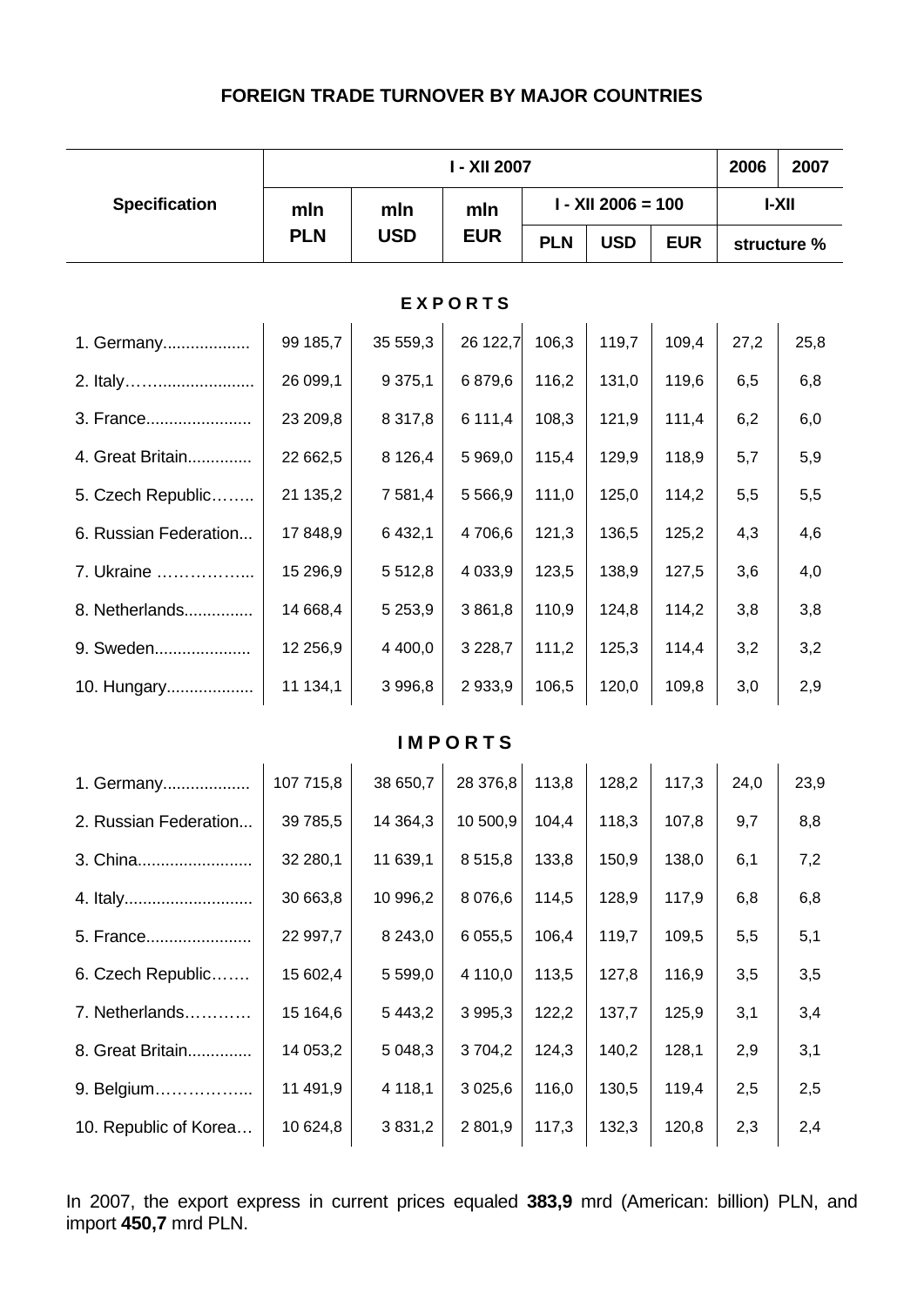## FOREIGN TRADE TURNOVER BY MAJOR COUNTRIES

| Specification | I - XII 2007 | | | | | | 2006 | 2007 |
|---|---|---|---|---|---|---|---|---|
| | mln PLN | mln USD | mln EUR | I - XII 2006 = 100 | | | I-XII | |
| | | | | PLN | USD | EUR | structure % | |
| **E X P O R T S** | | | | | | | | |
| 1. Germany.................. | 99 185,7 | 35 559,3 | 26 122,7 | 106,3 | 119,7 | 109,4 | 27,2 | 25,8 |
| 2. Italy……..................... | 26 099,1 | 9 375,1 | 6 879,6 | 116,2 | 131,0 | 119,6 | 6,5 | 6,8 |
| 3. France...................... | 23 209,8 | 8 317,8 | 6 111,4 | 108,3 | 121,9 | 111,4 | 6,2 | 6,0 |
| 4. Great Britain............. | 22 662,5 | 8 126,4 | 5 969,0 | 115,4 | 129,9 | 118,9 | 5,7 | 5,9 |
| 5. Czech Republic…….. | 21 135,2 | 7 581,4 | 5 566,9 | 111,0 | 125,0 | 114,2 | 5,5 | 5,5 |
| 6. Russian Federation... | 17 848,9 | 6 432,1 | 4 706,6 | 121,3 | 136,5 | 125,2 | 4,3 | 4,6 |
| 7. Ukraine ……………... | 15 296,9 | 5 512,8 | 4 033,9 | 123,5 | 138,9 | 127,5 | 3,6 | 4,0 |
| 8. Netherlands.............. | 14 668,4 | 5 253,9 | 3 861,8 | 110,9 | 124,8 | 114,2 | 3,8 | 3,8 |
| 9. Sweden.................... | 12 256,9 | 4 400,0 | 3 228,7 | 111,2 | 125,3 | 114,4 | 3,2 | 3,2 |
| 10. Hungary.................. | 11 134,1 | 3 996,8 | 2 933,9 | 106,5 | 120,0 | 109,8 | 3,0 | 2,9 |
| **I M P O R T S** | | | | | | | | |
| 1. Germany.................. | 107 715,8 | 38 650,7 | 28 376,8 | 113,8 | 128,2 | 117,3 | 24,0 | 23,9 |
| 2. Russian Federation... | 39 785,5 | 14 364,3 | 10 500,9 | 104,4 | 118,3 | 107,8 | 9,7 | 8,8 |
| 3. China........................ | 32 280,1 | 11 639,1 | 8 515,8 | 133,8 | 150,9 | 138,0 | 6,1 | 7,2 |
| 4. Italy........................... | 30 663,8 | 10 996,2 | 8 076,6 | 114,5 | 128,9 | 117,9 | 6,8 | 6,8 |
| 5. France...................... | 22 997,7 | 8 243,0 | 6 055,5 | 106,4 | 119,7 | 109,5 | 5,5 | 5,1 |
| 6. Czech Republic…… | 15 602,4 | 5 599,0 | 4 110,0 | 113,5 | 127,8 | 116,9 | 3,5 | 3,5 |
| 7. Netherlands………… | 15 164,6 | 5 443,2 | 3 995,3 | 122,2 | 137,7 | 125,9 | 3,1 | 3,4 |
| 8. Great Britain............. | 14 053,2 | 5 048,3 | 3 704,2 | 124,3 | 140,2 | 128,1 | 2,9 | 3,1 |
| 9. Belgium……………... | 11 491,9 | 4 118,1 | 3 025,6 | 116,0 | 130,5 | 119,4 | 2,5 | 2,5 |
| 10. Republic of Korea… | 10 624,8 | 3 831,2 | 2 801,9 | 117,3 | 132,3 | 120,8 | 2,3 | 2,4 |

In 2007, the export express in current prices equaled **383,9** mrd (American: billion) PLN, and import **450,7** mrd PLN.